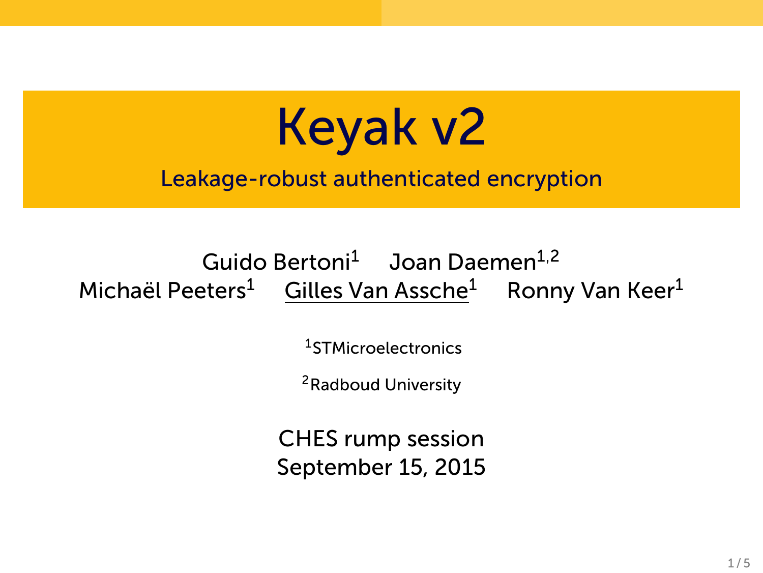# Keyak v2

Leakage-robust authenticated encryption

Guido Bertoni[1] Joan Daemen[1,2]
Michaël Peeters[1] Gilles Van Assche[1] Ronny Van Keer[1]

[1]STMicroelectronics

[2]Radboud University

CHES rump session
September 15, 2015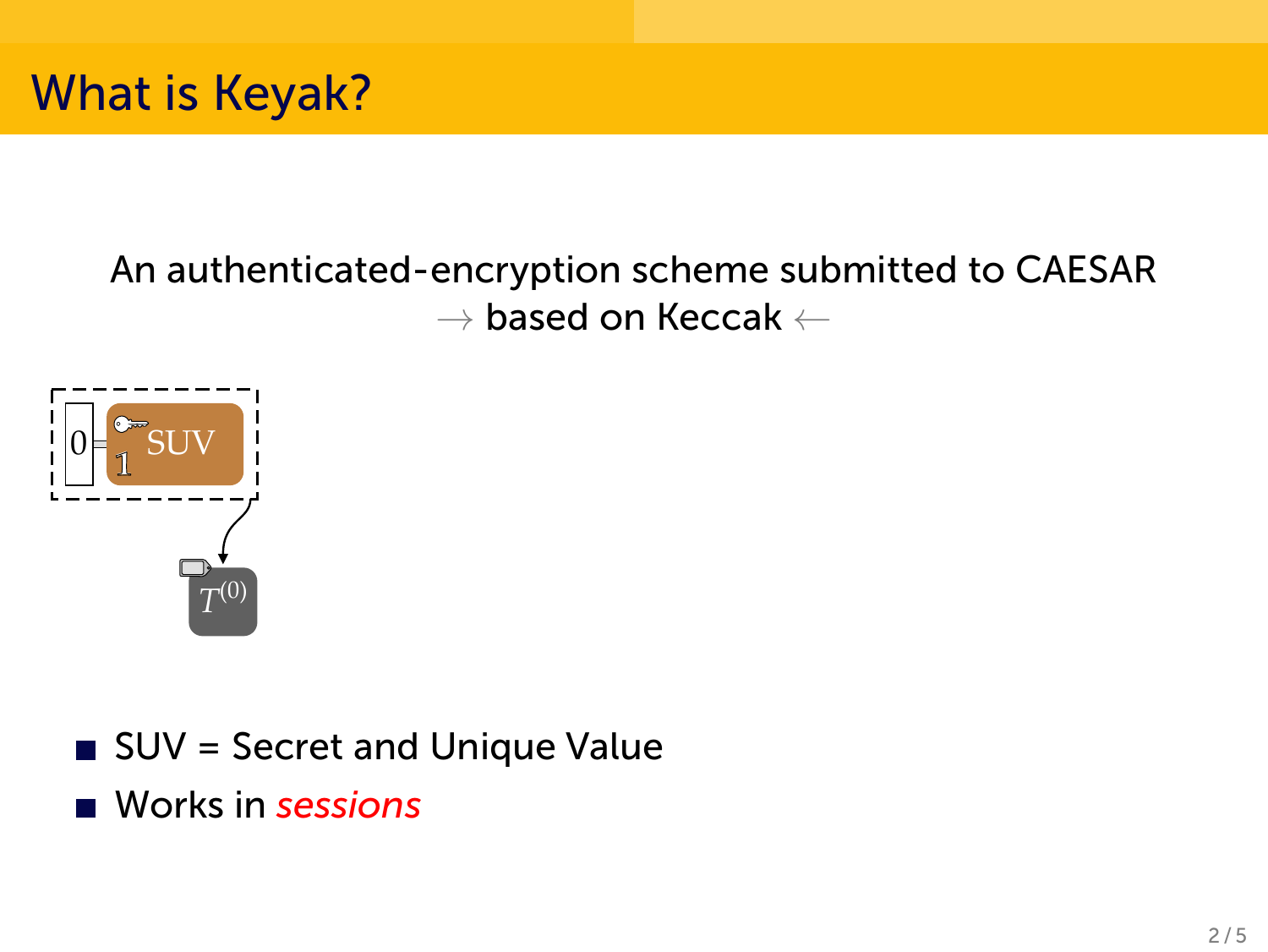# What is Keyak?

An authenticated-encryption scheme submitted to CAESAR

→ based on Keccak ←

- SUV = Secret and Unique Value
- Works in *sessions*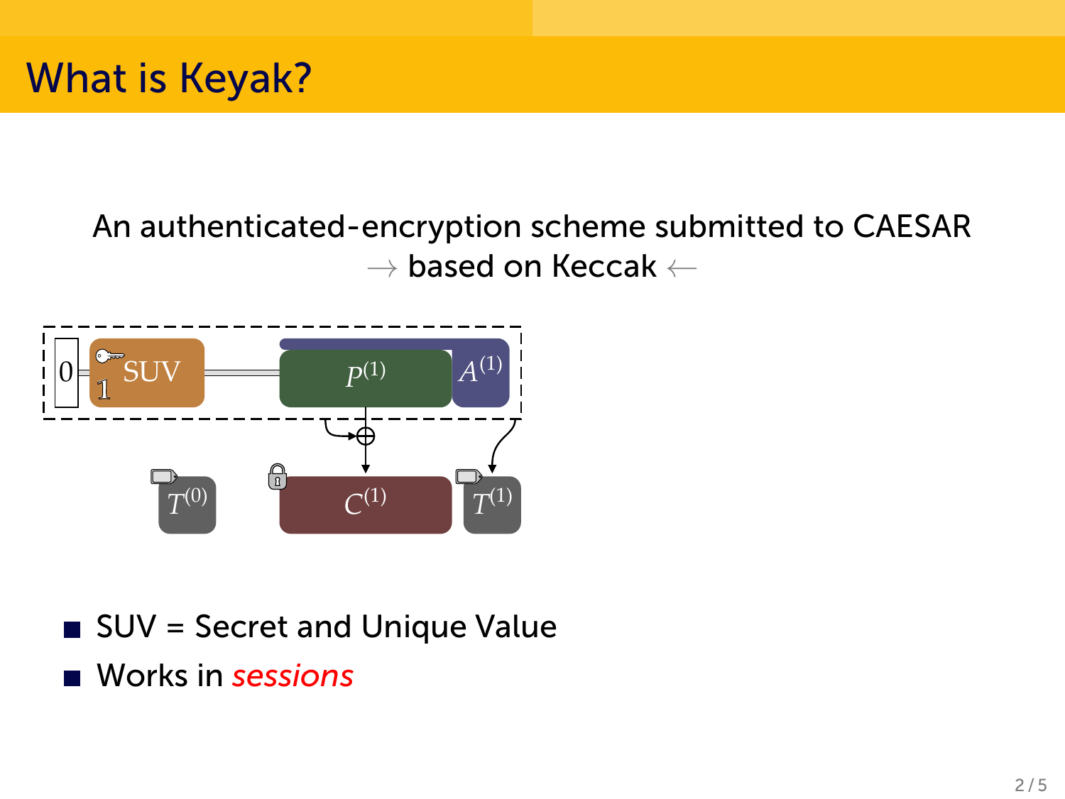# What is Keyak?

An authenticated-encryption scheme submitted to CAESAR
$\rightarrow$ based on Keccak $\leftarrow$

- SUV = Secret and Unique Value
- Works in *sessions*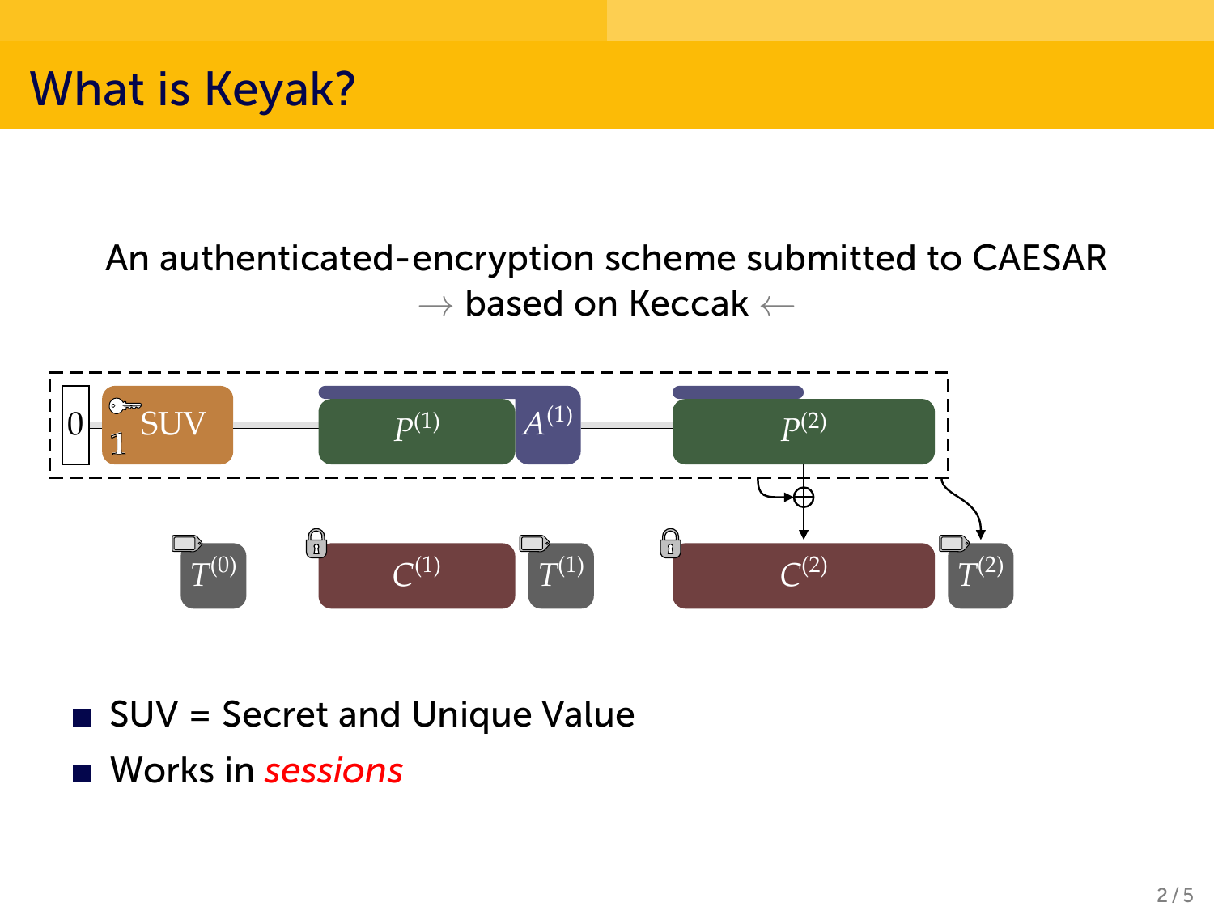# What is Keyak?

An authenticated-encryption scheme submitted to CAESAR
$\rightarrow$ based on Keccak $\leftarrow$

- SUV = Secret and Unique Value
- Works in *sessions*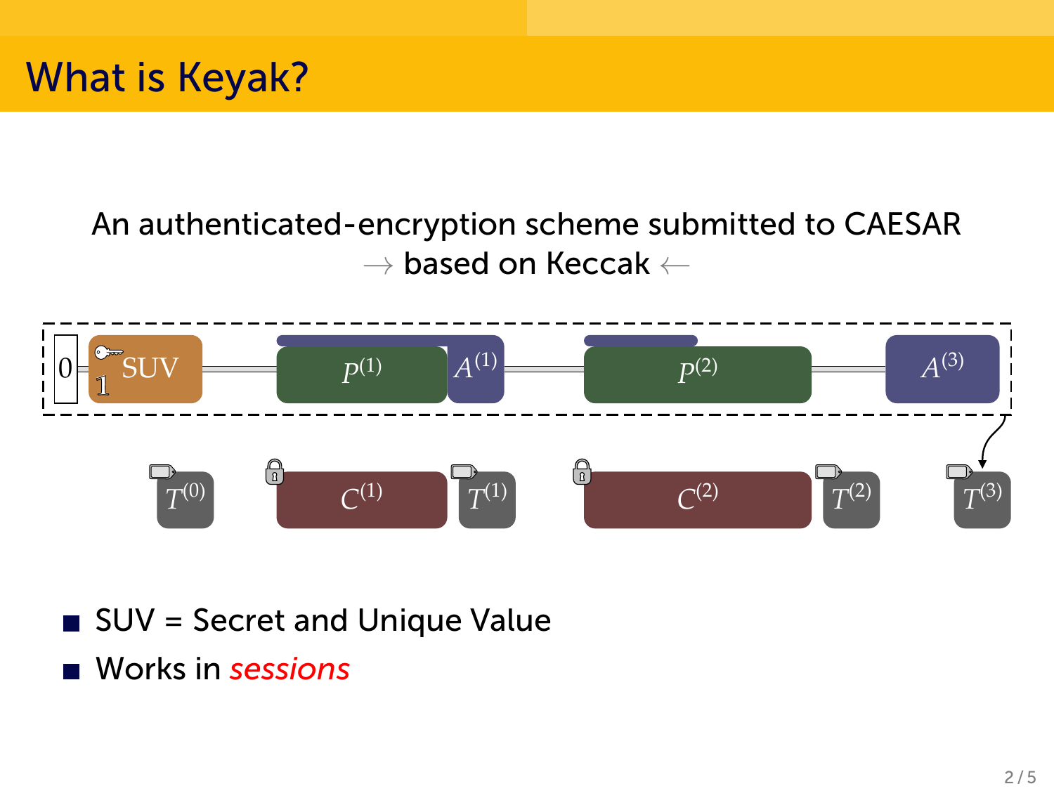# What is Keyak?

An authenticated-encryption scheme submitted to CAESAR

$\rightarrow$ based on Keccak $\leftarrow$

0 | 1 SUV | $P^{(1)}$ | $A^{(1)}$ | $P^{(2)}$ | $A^{(3)}$

$T^{(0)}$ | $C^{(1)}$ | $T^{(1)}$ | $C^{(2)}$ | $T^{(2)}$ | $T^{(3)}$

- SUV = Secret and Unique Value
- Works in *sessions*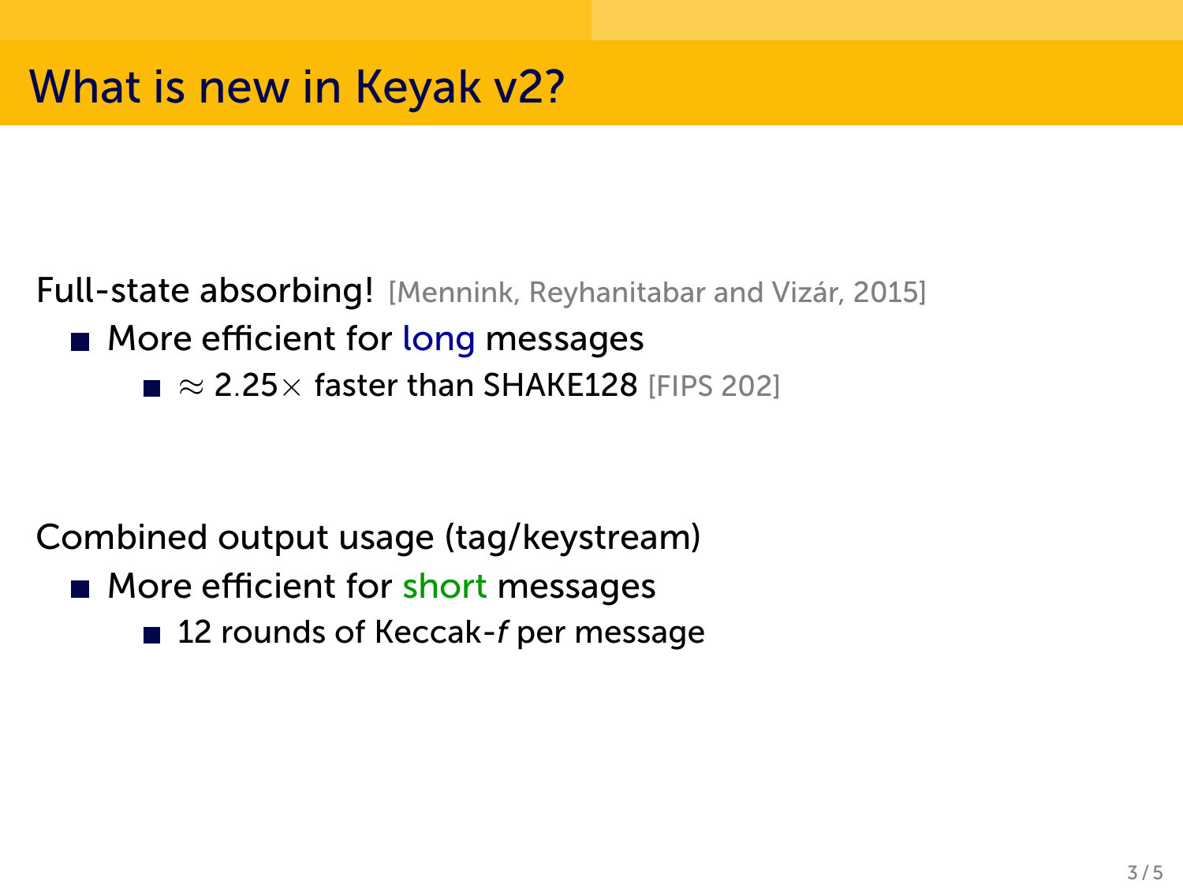# What is new in Keyak v2?

Full-state absorbing! [Mennink, Reyhanitabar and Vizár, 2015]

- More efficient for long messages
  - $\approx 2.25\times$ faster than SHAKE128 [FIPS 202]

Combined output usage (tag/keystream)

- More efficient for short messages
  - 12 rounds of Keccak-*f* per message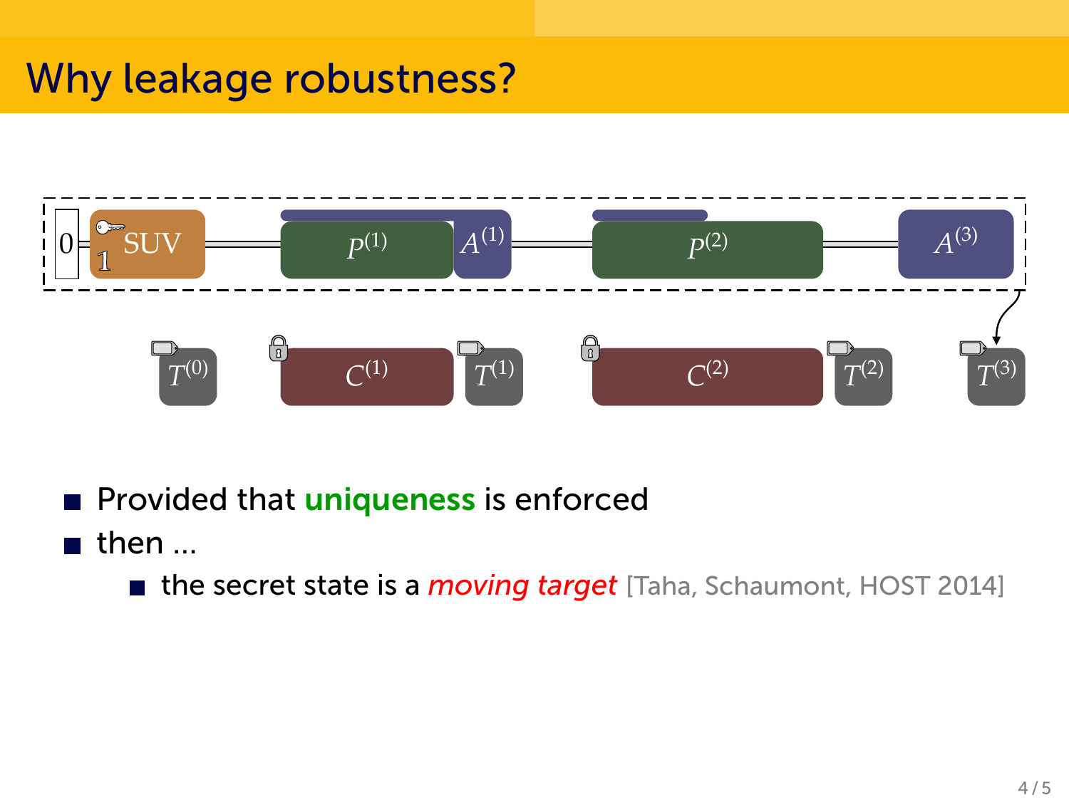# Why leakage robustness?

- Provided that **uniqueness** is enforced
- then ...
  - the secret state is a *moving target* [Taha, Schaumont, HOST 2014]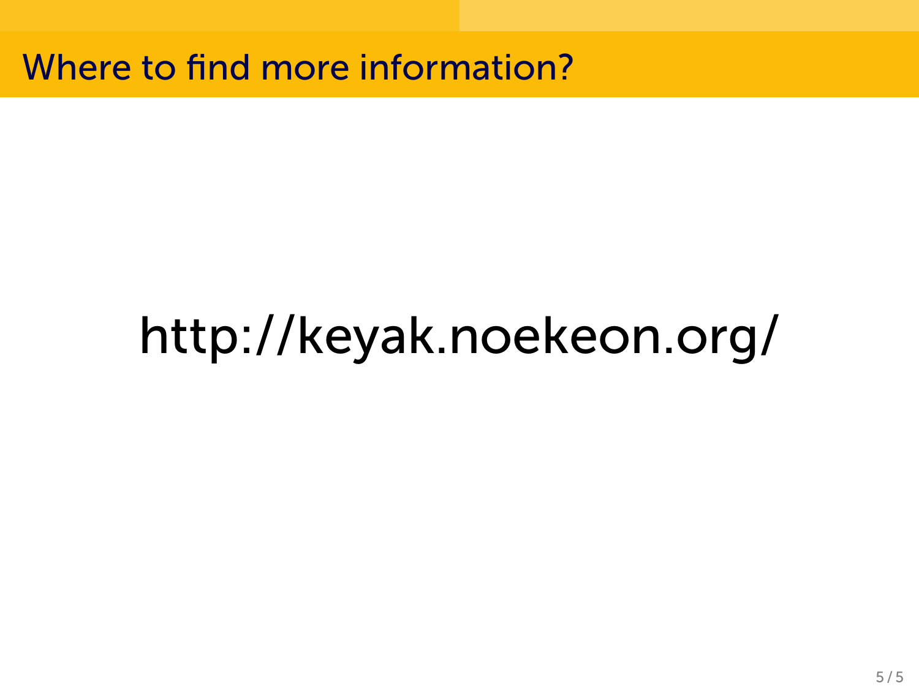# Where to find more information?

http://keyak.noekeon.org/